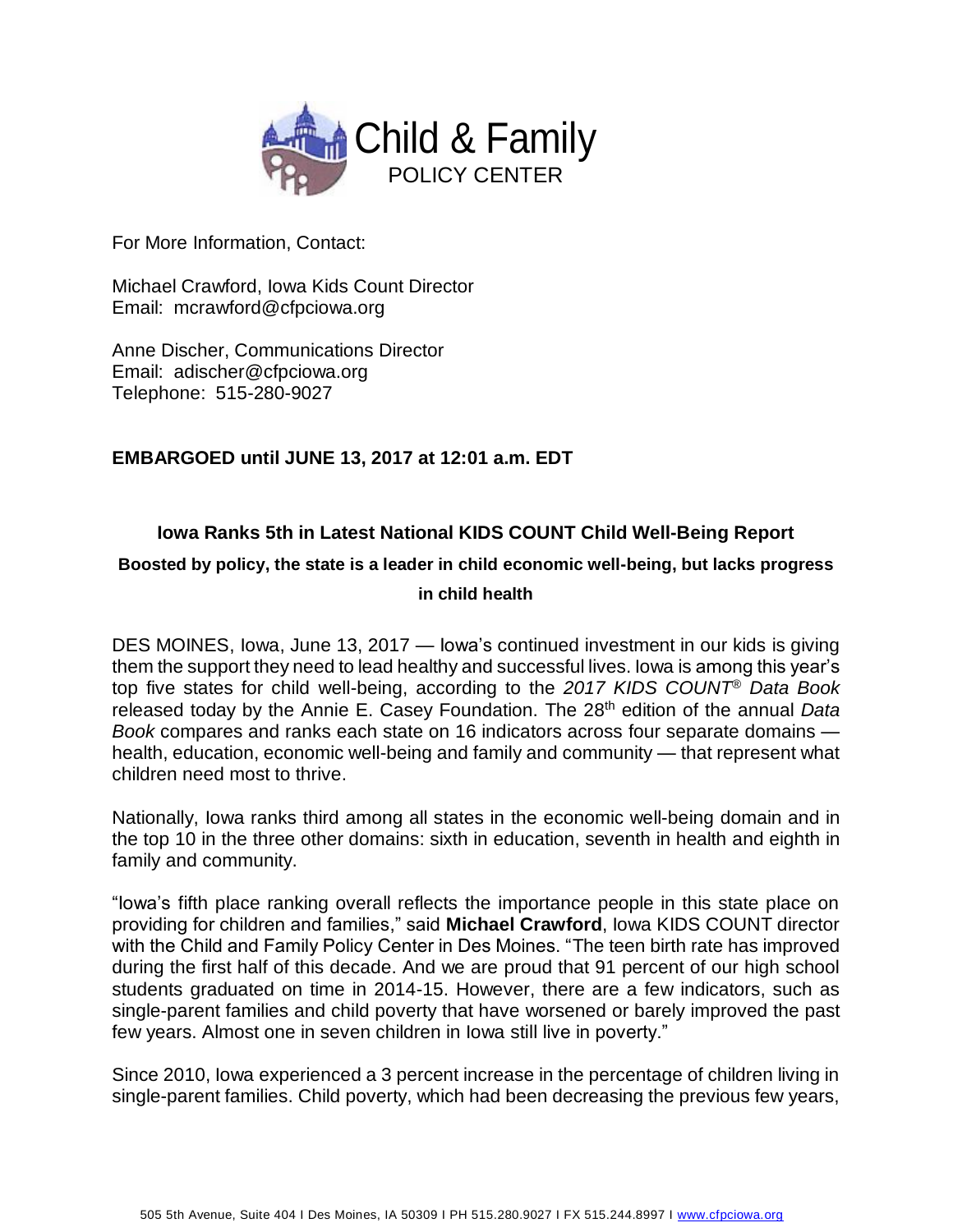Child & Family
POLICY CENTER

For More Information, Contact:

Michael Crawford, Iowa Kids Count Director
Email: mcrawford@cfpciowa.org

Anne Discher, Communications Director
Email: adischer@cfpciowa.org
Telephone: 515-280-9027

**EMBARGOED until JUNE 13, 2017 at 12:01 a.m. EDT**

## Iowa Ranks 5th in Latest National KIDS COUNT Child Well-Being Report

### Boosted by policy, the state is a leader in child economic well-being, but lacks progress in child health

DES MOINES, Iowa, June 13, 2017 — Iowa's continued investment in our kids is giving them the support they need to lead healthy and successful lives. Iowa is among this year's top five states for child well-being, according to the *2017 KIDS COUNT® Data Book* released today by the Annie E. Casey Foundation. The 28th edition of the annual *Data Book* compares and ranks each state on 16 indicators across four separate domains — health, education, economic well-being and family and community — that represent what children need most to thrive.

Nationally, Iowa ranks third among all states in the economic well-being domain and in the top 10 in the three other domains: sixth in education, seventh in health and eighth in family and community.

"Iowa's fifth place ranking overall reflects the importance people in this state place on providing for children and families," said **Michael Crawford**, Iowa KIDS COUNT director with the Child and Family Policy Center in Des Moines. "The teen birth rate has improved during the first half of this decade. And we are proud that 91 percent of our high school students graduated on time in 2014-15. However, there are a few indicators, such as single-parent families and child poverty that have worsened or barely improved the past few years. Almost one in seven children in Iowa still live in poverty."

Since 2010, Iowa experienced a 3 percent increase in the percentage of children living in single-parent families. Child poverty, which had been decreasing the previous few years,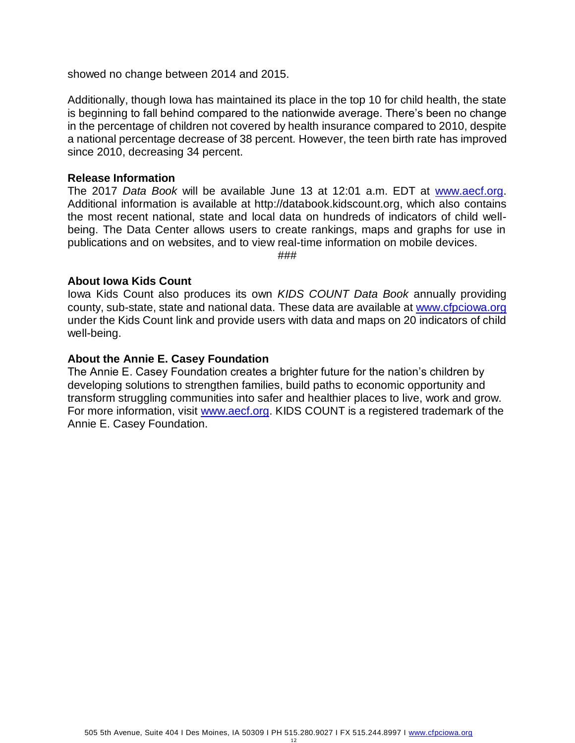showed no change between 2014 and 2015.

Additionally, though Iowa has maintained its place in the top 10 for child health, the state is beginning to fall behind compared to the nationwide average. There's been no change in the percentage of children not covered by health insurance compared to 2010, despite a national percentage decrease of 38 percent. However, the teen birth rate has improved since 2010, decreasing 34 percent.

**Release Information**

The 2017 *Data Book* will be available June 13 at 12:01 a.m. EDT at www.aecf.org. Additional information is available at http://databook.kidscount.org, which also contains the most recent national, state and local data on hundreds of indicators of child well-being. The Data Center allows users to create rankings, maps and graphs for use in publications and on websites, and to view real-time information on mobile devices.

###

**About Iowa Kids Count**

Iowa Kids Count also produces its own *KIDS COUNT Data Book* annually providing county, sub-state, state and national data. These data are available at www.cfpciowa.org under the Kids Count link and provide users with data and maps on 20 indicators of child well-being.

**About the Annie E. Casey Foundation**

The Annie E. Casey Foundation creates a brighter future for the nation's children by developing solutions to strengthen families, build paths to economic opportunity and transform struggling communities into safer and healthier places to live, work and grow. For more information, visit www.aecf.org. KIDS COUNT is a registered trademark of the Annie E. Casey Foundation.